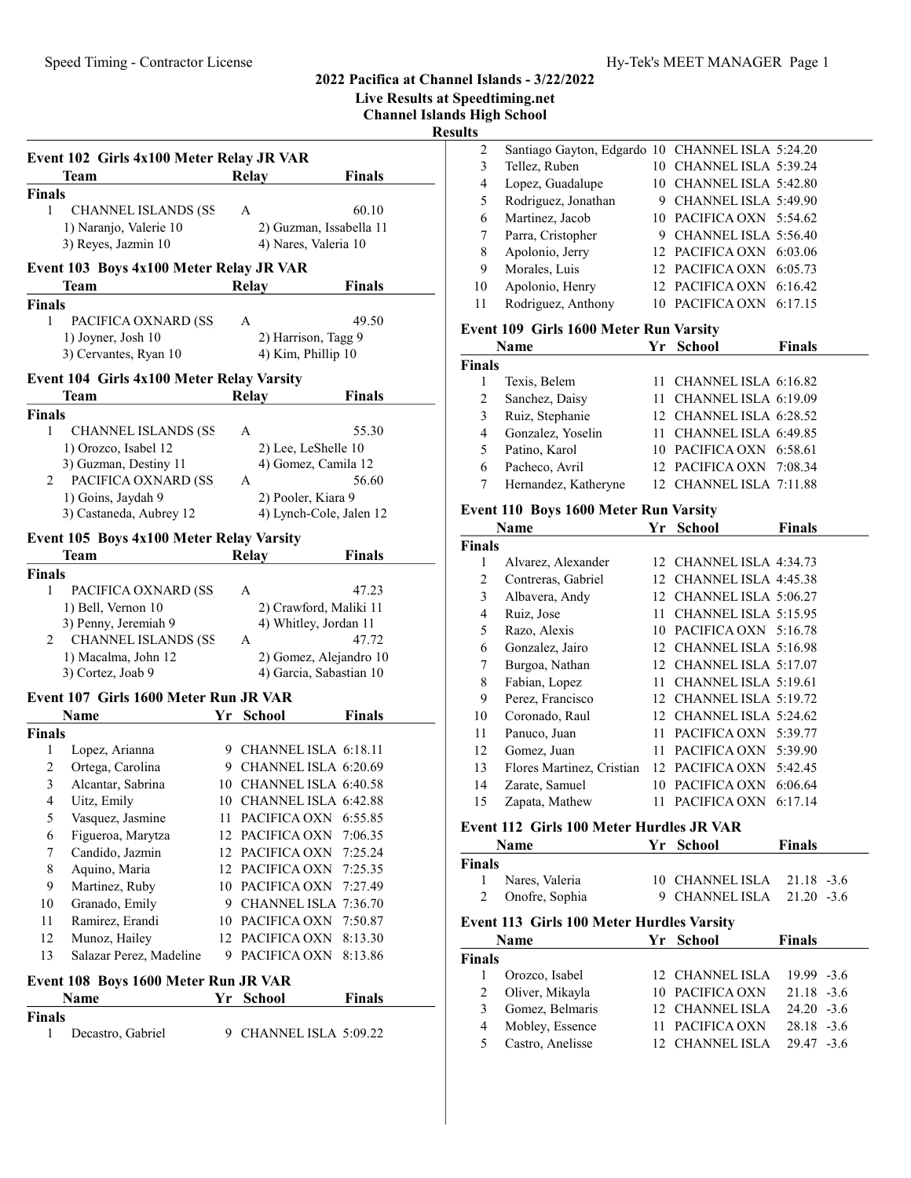# 2022 Pacifica at Channel Islands - 3/22/2022

**Live Results at Speedtiming.net**

**Channel Islands High School**

**Results**

## Event 102 Girls 4x100 Meter Relay JR VAR

| | Team | Relay | Finals |
|---|---|---|---|
| **Finals** | | | |
| 1 | CHANNEL ISLANDS (SS | A | 60.10 |
| | 1) Naranjo, Valerie 10 | 2) Guzman, Issabella 11 | |
| | 3) Reyes, Jazmin 10 | 4) Nares, Valeria 10 | |

## Event 103 Boys 4x100 Meter Relay JR VAR

| | Team | Relay | Finals |
|---|---|---|---|
| **Finals** | | | |
| 1 | PACIFICA OXNARD (SS | A | 49.50 |
| | 1) Joyner, Josh 10 | 2) Harrison, Tagg 9 | |
| | 3) Cervantes, Ryan 10 | 4) Kim, Phillip 10 | |

## Event 104 Girls 4x100 Meter Relay Varsity

| | Team | Relay | Finals |
|---|---|---|---|
| **Finals** | | | |
| 1 | CHANNEL ISLANDS (SS | A | 55.30 |
| | 1) Orozco, Isabel 12 | 2) Lee, LeShelle 10 | |
| | 3) Guzman, Destiny 11 | 4) Gomez, Camila 12 | |
| 2 | PACIFICA OXNARD (SS | A | 56.60 |
| | 1) Goins, Jaydah 9 | 2) Pooler, Kiara 9 | |
| | 3) Castaneda, Aubrey 12 | 4) Lynch-Cole, Jalen 12 | |

## Event 105 Boys 4x100 Meter Relay Varsity

| | Team | Relay | Finals |
|---|---|---|---|
| **Finals** | | | |
| 1 | PACIFICA OXNARD (SS | A | 47.23 |
| | 1) Bell, Vernon 10 | 2) Crawford, Maliki 11 | |
| | 3) Penny, Jeremiah 9 | 4) Whitley, Jordan 11 | |
| 2 | CHANNEL ISLANDS (SS | A | 47.72 |
| | 1) Macalma, John 12 | 2) Gomez, Alejandro 10 | |
| | 3) Cortez, Joab 9 | 4) Garcia, Sabastian 10 | |

## Event 107 Girls 1600 Meter Run JR VAR

| | Name | Yr | School | Finals |
|---|---|---|---|---|
| **Finals** | | | | |
| 1 | Lopez, Arianna | 9 | CHANNEL ISLA | 6:18.11 |
| 2 | Ortega, Carolina | 9 | CHANNEL ISLA | 6:20.69 |
| 3 | Alcantar, Sabrina | 10 | CHANNEL ISLA | 6:40.58 |
| 4 | Uitz, Emily | 10 | CHANNEL ISLA | 6:42.88 |
| 5 | Vasquez, Jasmine | 11 | PACIFICA OXN | 6:55.85 |
| 6 | Figueroa, Marytza | 12 | PACIFICA OXN | 7:06.35 |
| 7 | Candido, Jazmin | 12 | PACIFICA OXN | 7:25.24 |
| 8 | Aquino, Maria | 12 | PACIFICA OXN | 7:25.35 |
| 9 | Martinez, Ruby | 10 | PACIFICA OXN | 7:27.49 |
| 10 | Granado, Emily | 9 | CHANNEL ISLA | 7:36.70 |
| 11 | Ramirez, Erandi | 10 | PACIFICA OXN | 7:50.87 |
| 12 | Munoz, Hailey | 12 | PACIFICA OXN | 8:13.30 |
| 13 | Salazar Perez, Madeline | 9 | PACIFICA OXN | 8:13.86 |

## Event 108 Boys 1600 Meter Run JR VAR

| | Name | Yr | School | Finals |
|---|---|---|---|---|
| **Finals** | | | | |
| 1 | Decastro, Gabriel | 9 | CHANNEL ISLA | 5:09.22 |
| 2 | Santiago Gayton, Edgardo | 10 | CHANNEL ISLA | 5:24.20 |
| 3 | Tellez, Ruben | 10 | CHANNEL ISLA | 5:39.24 |
| 4 | Lopez, Guadalupe | 10 | CHANNEL ISLA | 5:42.80 |
| 5 | Rodriguez, Jonathan | 9 | CHANNEL ISLA | 5:49.90 |
| 6 | Martinez, Jacob | 10 | PACIFICA OXN | 5:54.62 |
| 7 | Parra, Cristopher | 9 | CHANNEL ISLA | 5:56.40 |
| 8 | Apolonio, Jerry | 12 | PACIFICA OXN | 6:03.06 |
| 9 | Morales, Luis | 12 | PACIFICA OXN | 6:05.73 |
| 10 | Apolonio, Henry | 12 | PACIFICA OXN | 6:16.42 |
| 11 | Rodriguez, Anthony | 10 | PACIFICA OXN | 6:17.15 |

## Event 109 Girls 1600 Meter Run Varsity

| | Name | Yr | School | Finals |
|---|---|---|---|---|
| **Finals** | | | | |
| 1 | Texis, Belem | 11 | CHANNEL ISLA | 6:16.82 |
| 2 | Sanchez, Daisy | 11 | CHANNEL ISLA | 6:19.09 |
| 3 | Ruiz, Stephanie | 12 | CHANNEL ISLA | 6:28.52 |
| 4 | Gonzalez, Yoselin | 11 | CHANNEL ISLA | 6:49.85 |
| 5 | Patino, Karol | 10 | PACIFICA OXN | 6:58.61 |
| 6 | Pacheco, Avril | 12 | PACIFICA OXN | 7:08.34 |
| 7 | Hernandez, Katheryne | 12 | CHANNEL ISLA | 7:11.88 |

## Event 110 Boys 1600 Meter Run Varsity

| | Name | Yr | School | Finals |
|---|---|---|---|---|
| **Finals** | | | | |
| 1 | Alvarez, Alexander | 12 | CHANNEL ISLA | 4:34.73 |
| 2 | Contreras, Gabriel | 12 | CHANNEL ISLA | 4:45.38 |
| 3 | Albavera, Andy | 12 | CHANNEL ISLA | 5:06.27 |
| 4 | Ruiz, Jose | 11 | CHANNEL ISLA | 5:15.95 |
| 5 | Razo, Alexis | 10 | PACIFICA OXN | 5:16.78 |
| 6 | Gonzalez, Jairo | 12 | CHANNEL ISLA | 5:16.98 |
| 7 | Burgoa, Nathan | 12 | CHANNEL ISLA | 5:17.07 |
| 8 | Fabian, Lopez | 11 | CHANNEL ISLA | 5:19.61 |
| 9 | Perez, Francisco | 12 | CHANNEL ISLA | 5:19.72 |
| 10 | Coronado, Raul | 12 | CHANNEL ISLA | 5:24.62 |
| 11 | Panuco, Juan | 11 | PACIFICA OXN | 5:39.77 |
| 12 | Gomez, Juan | 11 | PACIFICA OXN | 5:39.90 |
| 13 | Flores Martinez, Cristian | 12 | PACIFICA OXN | 5:42.45 |
| 14 | Zarate, Samuel | 10 | PACIFICA OXN | 6:06.64 |
| 15 | Zapata, Mathew | 11 | PACIFICA OXN | 6:17.14 |

## Event 112 Girls 100 Meter Hurdles JR VAR

| | Name | Yr | School | Finals | |
|---|---|---|---|---|---|
| **Finals** | | | | | |
| 1 | Nares, Valeria | 10 | CHANNEL ISLA | 21.18 | -3.6 |
| 2 | Onofre, Sophia | 9 | CHANNEL ISLA | 21.20 | -3.6 |

## Event 113 Girls 100 Meter Hurdles Varsity

| | Name | Yr | School | Finals | |
|---|---|---|---|---|---|
| **Finals** | | | | | |
| 1 | Orozco, Isabel | 12 | CHANNEL ISLA | 19.99 | -3.6 |
| 2 | Oliver, Mikayla | 10 | PACIFICA OXN | 21.18 | -3.6 |
| 3 | Gomez, Belmaris | 12 | CHANNEL ISLA | 24.20 | -3.6 |
| 4 | Mobley, Essence | 11 | PACIFICA OXN | 28.18 | -3.6 |
| 5 | Castro, Anelisse | 12 | CHANNEL ISLA | 29.47 | -3.6 |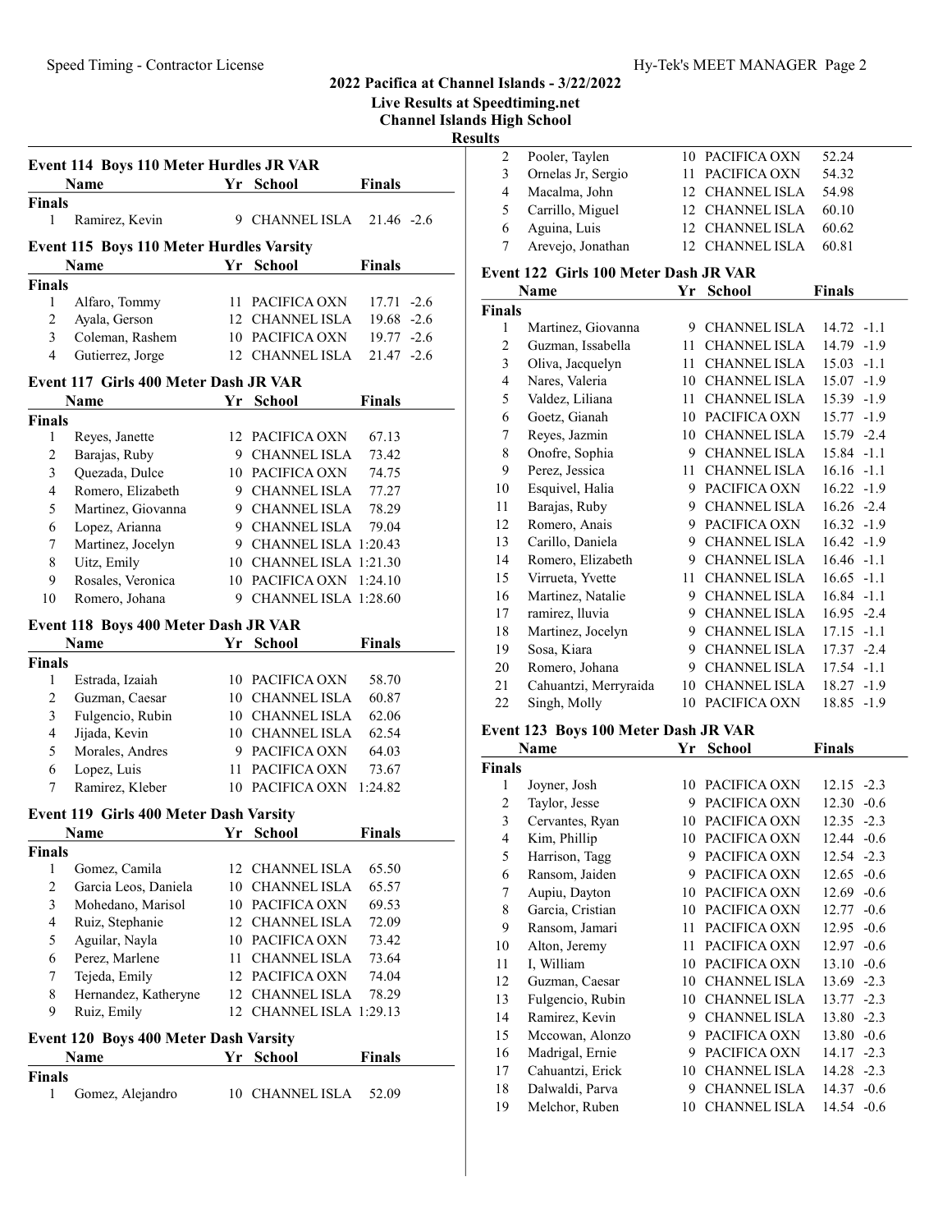# 2022 Pacifica at Channel Islands - 3/22/2022

**Live Results at Speedtiming.net**

**Channel Islands High School**

**Results**

### Event 114 Boys 110 Meter Hurdles JR VAR

| | Name | Yr | School | Finals | |
|---|---|---|---|---|---|
| **Finals** | | | | | |
| 1 | Ramirez, Kevin | 9 | CHANNEL ISLA | 21.46 | -2.6 |

### Event 115 Boys 110 Meter Hurdles Varsity

| | Name | Yr | School | Finals | |
|---|---|---|---|---|---|
| **Finals** | | | | | |
| 1 | Alfaro, Tommy | 11 | PACIFICA OXN | 17.71 | -2.6 |
| 2 | Ayala, Gerson | 12 | CHANNEL ISLA | 19.68 | -2.6 |
| 3 | Coleman, Rashem | 10 | PACIFICA OXN | 19.77 | -2.6 |
| 4 | Gutierrez, Jorge | 12 | CHANNEL ISLA | 21.47 | -2.6 |

### Event 117 Girls 400 Meter Dash JR VAR

| | Name | Yr | School | Finals |
|---|---|---|---|---|
| **Finals** | | | | |
| 1 | Reyes, Janette | 12 | PACIFICA OXN | 67.13 |
| 2 | Barajas, Ruby | 9 | CHANNEL ISLA | 73.42 |
| 3 | Quezada, Dulce | 10 | PACIFICA OXN | 74.75 |
| 4 | Romero, Elizabeth | 9 | CHANNEL ISLA | 77.27 |
| 5 | Martinez, Giovanna | 9 | CHANNEL ISLA | 78.29 |
| 6 | Lopez, Arianna | 9 | CHANNEL ISLA | 79.04 |
| 7 | Martinez, Jocelyn | 9 | CHANNEL ISLA | 1:20.43 |
| 8 | Uitz, Emily | 10 | CHANNEL ISLA | 1:21.30 |
| 9 | Rosales, Veronica | 10 | PACIFICA OXN | 1:24.10 |
| 10 | Romero, Johana | 9 | CHANNEL ISLA | 1:28.60 |

### Event 118 Boys 400 Meter Dash JR VAR

| | Name | Yr | School | Finals |
|---|---|---|---|---|
| **Finals** | | | | |
| 1 | Estrada, Izaiah | 10 | PACIFICA OXN | 58.70 |
| 2 | Guzman, Caesar | 10 | CHANNEL ISLA | 60.87 |
| 3 | Fulgencio, Rubin | 10 | CHANNEL ISLA | 62.06 |
| 4 | Jijada, Kevin | 10 | CHANNEL ISLA | 62.54 |
| 5 | Morales, Andres | 9 | PACIFICA OXN | 64.03 |
| 6 | Lopez, Luis | 11 | PACIFICA OXN | 73.67 |
| 7 | Ramirez, Kleber | 10 | PACIFICA OXN | 1:24.82 |

### Event 119 Girls 400 Meter Dash Varsity

| | Name | Yr | School | Finals |
|---|---|---|---|---|
| **Finals** | | | | |
| 1 | Gomez, Camila | 12 | CHANNEL ISLA | 65.50 |
| 2 | Garcia Leos, Daniela | 10 | CHANNEL ISLA | 65.57 |
| 3 | Mohedano, Marisol | 10 | PACIFICA OXN | 69.53 |
| 4 | Ruiz, Stephanie | 12 | CHANNEL ISLA | 72.09 |
| 5 | Aguilar, Nayla | 10 | PACIFICA OXN | 73.42 |
| 6 | Perez, Marlene | 11 | CHANNEL ISLA | 73.64 |
| 7 | Tejeda, Emily | 12 | PACIFICA OXN | 74.04 |
| 8 | Hernandez, Katheryne | 12 | CHANNEL ISLA | 78.29 |
| 9 | Ruiz, Emily | 12 | CHANNEL ISLA | 1:29.13 |

### Event 120 Boys 400 Meter Dash Varsity

| | Name | Yr | School | Finals |
|---|---|---|---|---|
| **Finals** | | | | |
| 1 | Gomez, Alejandro | 10 | CHANNEL ISLA | 52.09 |
| 2 | Pooler, Taylen | 10 | PACIFICA OXN | 52.24 |
| 3 | Ornelas Jr, Sergio | 11 | PACIFICA OXN | 54.32 |
| 4 | Macalma, John | 12 | CHANNEL ISLA | 54.98 |
| 5 | Carrillo, Miguel | 12 | CHANNEL ISLA | 60.10 |
| 6 | Aguina, Luis | 12 | CHANNEL ISLA | 60.62 |
| 7 | Arevejo, Jonathan | 12 | CHANNEL ISLA | 60.81 |

### Event 122 Girls 100 Meter Dash JR VAR

| | Name | Yr | School | Finals | |
|---|---|---|---|---|---|
| **Finals** | | | | | |
| 1 | Martinez, Giovanna | 9 | CHANNEL ISLA | 14.72 | -1.1 |
| 2 | Guzman, Issabella | 11 | CHANNEL ISLA | 14.79 | -1.9 |
| 3 | Oliva, Jacquelyn | 11 | CHANNEL ISLA | 15.03 | -1.1 |
| 4 | Nares, Valeria | 10 | CHANNEL ISLA | 15.07 | -1.9 |
| 5 | Valdez, Liliana | 11 | CHANNEL ISLA | 15.39 | -1.9 |
| 6 | Goetz, Gianah | 10 | PACIFICA OXN | 15.77 | -1.9 |
| 7 | Reyes, Jazmin | 10 | CHANNEL ISLA | 15.79 | -2.4 |
| 8 | Onofre, Sophia | 9 | CHANNEL ISLA | 15.84 | -1.1 |
| 9 | Perez, Jessica | 11 | CHANNEL ISLA | 16.16 | -1.1 |
| 10 | Esquivel, Halia | 9 | PACIFICA OXN | 16.22 | -1.9 |
| 11 | Barajas, Ruby | 9 | CHANNEL ISLA | 16.26 | -2.4 |
| 12 | Romero, Anais | 9 | PACIFICA OXN | 16.32 | -1.9 |
| 13 | Carillo, Daniela | 9 | CHANNEL ISLA | 16.42 | -1.9 |
| 14 | Romero, Elizabeth | 9 | CHANNEL ISLA | 16.46 | -1.1 |
| 15 | Virrueta, Yvette | 11 | CHANNEL ISLA | 16.65 | -1.1 |
| 16 | Martinez, Natalie | 9 | CHANNEL ISLA | 16.84 | -1.1 |
| 17 | ramirez, lluvia | 9 | CHANNEL ISLA | 16.95 | -2.4 |
| 18 | Martinez, Jocelyn | 9 | CHANNEL ISLA | 17.15 | -1.1 |
| 19 | Sosa, Kiara | 9 | CHANNEL ISLA | 17.37 | -2.4 |
| 20 | Romero, Johana | 9 | CHANNEL ISLA | 17.54 | -1.1 |
| 21 | Cahuantzi, Merryraida | 10 | CHANNEL ISLA | 18.27 | -1.9 |
| 22 | Singh, Molly | 10 | PACIFICA OXN | 18.85 | -1.9 |

### Event 123 Boys 100 Meter Dash JR VAR

| | Name | Yr | School | Finals | |
|---|---|---|---|---|---|
| **Finals** | | | | | |
| 1 | Joyner, Josh | 10 | PACIFICA OXN | 12.15 | -2.3 |
| 2 | Taylor, Jesse | 9 | PACIFICA OXN | 12.30 | -0.6 |
| 3 | Cervantes, Ryan | 10 | PACIFICA OXN | 12.35 | -2.3 |
| 4 | Kim, Phillip | 10 | PACIFICA OXN | 12.44 | -0.6 |
| 5 | Harrison, Tagg | 9 | PACIFICA OXN | 12.54 | -2.3 |
| 6 | Ransom, Jaiden | 9 | PACIFICA OXN | 12.65 | -0.6 |
| 7 | Aupiu, Dayton | 10 | PACIFICA OXN | 12.69 | -0.6 |
| 8 | Garcia, Cristian | 10 | PACIFICA OXN | 12.77 | -0.6 |
| 9 | Ransom, Jamari | 11 | PACIFICA OXN | 12.95 | -0.6 |
| 10 | Alton, Jeremy | 11 | PACIFICA OXN | 12.97 | -0.6 |
| 11 | I, William | 10 | PACIFICA OXN | 13.10 | -0.6 |
| 12 | Guzman, Caesar | 10 | CHANNEL ISLA | 13.69 | -2.3 |
| 13 | Fulgencio, Rubin | 10 | CHANNEL ISLA | 13.77 | -2.3 |
| 14 | Ramirez, Kevin | 9 | CHANNEL ISLA | 13.80 | -2.3 |
| 15 | Mccowan, Alonzo | 9 | PACIFICA OXN | 13.80 | -0.6 |
| 16 | Madrigal, Ernie | 9 | PACIFICA OXN | 14.17 | -2.3 |
| 17 | Cahuantzi, Erick | 10 | CHANNEL ISLA | 14.28 | -2.3 |
| 18 | Dalwaldi, Parva | 9 | CHANNEL ISLA | 14.37 | -0.6 |
| 19 | Melchor, Ruben | 10 | CHANNEL ISLA | 14.54 | -0.6 |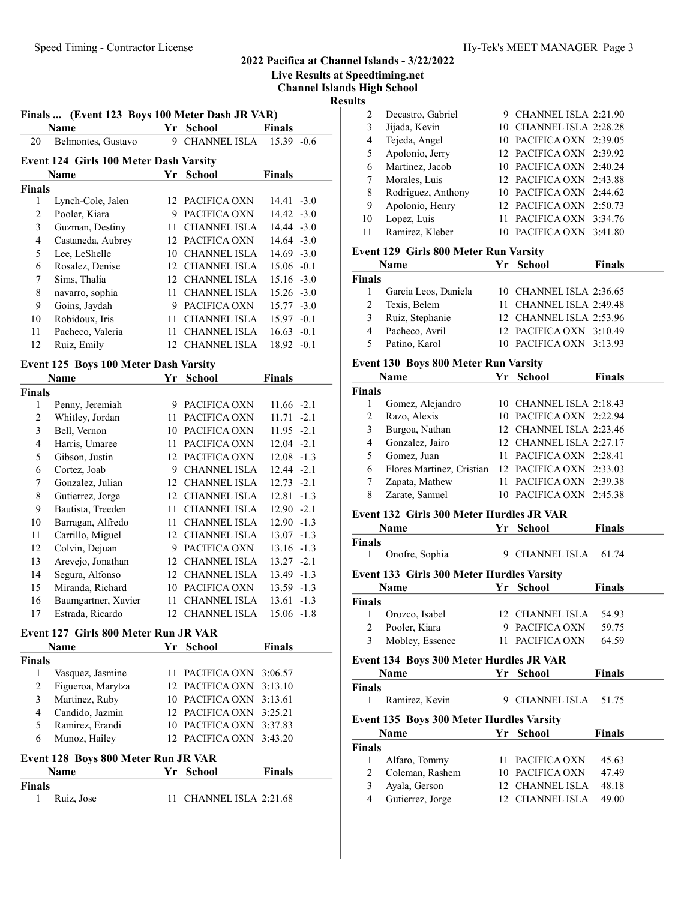## 2022 Pacifica at Channel Islands - 3/22/2022

**Live Results at Speedtiming.net**

**Channel Islands High School**

**Results**

### Finals ... (Event 123 Boys 100 Meter Dash JR VAR)

| | Name | Yr | School | Finals | |
|---|---|---|---|---|---|
| 20 | Belmontes, Gustavo | 9 | CHANNEL ISLA | 15.39 | -0.6 |

### Event 124 Girls 100 Meter Dash Varsity

| | Name | Yr | School | Finals | |
|---|---|---|---|---|---|
| **Finals** | | | | | |
| 1 | Lynch-Cole, Jalen | 12 | PACIFICA OXN | 14.41 | -3.0 |
| 2 | Pooler, Kiara | 9 | PACIFICA OXN | 14.42 | -3.0 |
| 3 | Guzman, Destiny | 11 | CHANNEL ISLA | 14.44 | -3.0 |
| 4 | Castaneda, Aubrey | 12 | PACIFICA OXN | 14.64 | -3.0 |
| 5 | Lee, LeShelle | 10 | CHANNEL ISLA | 14.69 | -3.0 |
| 6 | Rosalez, Denise | 12 | CHANNEL ISLA | 15.06 | -0.1 |
| 7 | Sims, Thalia | 12 | CHANNEL ISLA | 15.16 | -3.0 |
| 8 | navarro, sophia | 11 | CHANNEL ISLA | 15.26 | -3.0 |
| 9 | Goins, Jaydah | 9 | PACIFICA OXN | 15.77 | -3.0 |
| 10 | Robidoux, Iris | 11 | CHANNEL ISLA | 15.97 | -0.1 |
| 11 | Pacheco, Valeria | 11 | CHANNEL ISLA | 16.63 | -0.1 |
| 12 | Ruiz, Emily | 12 | CHANNEL ISLA | 18.92 | -0.1 |

### Event 125 Boys 100 Meter Dash Varsity

| | Name | Yr | School | Finals | |
|---|---|---|---|---|---|
| **Finals** | | | | | |
| 1 | Penny, Jeremiah | 9 | PACIFICA OXN | 11.66 | -2.1 |
| 2 | Whitley, Jordan | 11 | PACIFICA OXN | 11.71 | -2.1 |
| 3 | Bell, Vernon | 10 | PACIFICA OXN | 11.95 | -2.1 |
| 4 | Harris, Umaree | 11 | PACIFICA OXN | 12.04 | -2.1 |
| 5 | Gibson, Justin | 12 | PACIFICA OXN | 12.08 | -1.3 |
| 6 | Cortez, Joab | 9 | CHANNEL ISLA | 12.44 | -2.1 |
| 7 | Gonzalez, Julian | 12 | CHANNEL ISLA | 12.73 | -2.1 |
| 8 | Gutierrez, Jorge | 12 | CHANNEL ISLA | 12.81 | -1.3 |
| 9 | Bautista, Treeden | 11 | CHANNEL ISLA | 12.90 | -2.1 |
| 10 | Barragan, Alfredo | 11 | CHANNEL ISLA | 12.90 | -1.3 |
| 11 | Carrillo, Miguel | 12 | CHANNEL ISLA | 13.07 | -1.3 |
| 12 | Colvin, Dejuan | 9 | PACIFICA OXN | 13.16 | -1.3 |
| 13 | Arevejo, Jonathan | 12 | CHANNEL ISLA | 13.27 | -2.1 |
| 14 | Segura, Alfonso | 12 | CHANNEL ISLA | 13.49 | -1.3 |
| 15 | Miranda, Richard | 10 | PACIFICA OXN | 13.59 | -1.3 |
| 16 | Baumgartner, Xavier | 11 | CHANNEL ISLA | 13.61 | -1.3 |
| 17 | Estrada, Ricardo | 12 | CHANNEL ISLA | 15.06 | -1.8 |

### Event 127 Girls 800 Meter Run JR VAR

| | Name | Yr | School | Finals |
|---|---|---|---|---|
| **Finals** | | | | |
| 1 | Vasquez, Jasmine | 11 | PACIFICA OXN | 3:06.57 |
| 2 | Figueroa, Marytza | 12 | PACIFICA OXN | 3:13.10 |
| 3 | Martinez, Ruby | 10 | PACIFICA OXN | 3:13.61 |
| 4 | Candido, Jazmin | 12 | PACIFICA OXN | 3:25.21 |
| 5 | Ramirez, Erandi | 10 | PACIFICA OXN | 3:37.83 |
| 6 | Munoz, Hailey | 12 | PACIFICA OXN | 3:43.20 |

### Event 128 Boys 800 Meter Run JR VAR

| | Name | Yr | School | Finals |
|---|---|---|---|---|
| **Finals** | | | | |
| 1 | Ruiz, Jose | 11 | CHANNEL ISLA | 2:21.68 |
| 2 | Decastro, Gabriel | 9 | CHANNEL ISLA | 2:21.90 |
| 3 | Jijada, Kevin | 10 | CHANNEL ISLA | 2:28.28 |
| 4 | Tejeda, Angel | 10 | PACIFICA OXN | 2:39.05 |
| 5 | Apolonio, Jerry | 12 | PACIFICA OXN | 2:39.92 |
| 6 | Martinez, Jacob | 10 | PACIFICA OXN | 2:40.24 |
| 7 | Morales, Luis | 12 | PACIFICA OXN | 2:43.88 |
| 8 | Rodriguez, Anthony | 10 | PACIFICA OXN | 2:44.62 |
| 9 | Apolonio, Henry | 12 | PACIFICA OXN | 2:50.73 |
| 10 | Lopez, Luis | 11 | PACIFICA OXN | 3:34.76 |
| 11 | Ramirez, Kleber | 10 | PACIFICA OXN | 3:41.80 |

### Event 129 Girls 800 Meter Run Varsity

| | Name | Yr | School | Finals |
|---|---|---|---|---|
| **Finals** | | | | |
| 1 | Garcia Leos, Daniela | 10 | CHANNEL ISLA | 2:36.65 |
| 2 | Texis, Belem | 11 | CHANNEL ISLA | 2:49.48 |
| 3 | Ruiz, Stephanie | 12 | CHANNEL ISLA | 2:53.96 |
| 4 | Pacheco, Avril | 12 | PACIFICA OXN | 3:10.49 |
| 5 | Patino, Karol | 10 | PACIFICA OXN | 3:13.93 |

### Event 130 Boys 800 Meter Run Varsity

| | Name | Yr | School | Finals |
|---|---|---|---|---|
| **Finals** | | | | |
| 1 | Gomez, Alejandro | 10 | CHANNEL ISLA | 2:18.43 |
| 2 | Razo, Alexis | 10 | PACIFICA OXN | 2:22.94 |
| 3 | Burgoa, Nathan | 12 | CHANNEL ISLA | 2:23.46 |
| 4 | Gonzalez, Jairo | 12 | CHANNEL ISLA | 2:27.17 |
| 5 | Gomez, Juan | 11 | PACIFICA OXN | 2:28.41 |
| 6 | Flores Martinez, Cristian | 12 | PACIFICA OXN | 2:33.03 |
| 7 | Zapata, Mathew | 11 | PACIFICA OXN | 2:39.38 |
| 8 | Zarate, Samuel | 10 | PACIFICA OXN | 2:45.38 |

### Event 132 Girls 300 Meter Hurdles JR VAR

| | Name | Yr | School | Finals |
|---|---|---|---|---|
| **Finals** | | | | |
| 1 | Onofre, Sophia | 9 | CHANNEL ISLA | 61.74 |

### Event 133 Girls 300 Meter Hurdles Varsity

| | Name | Yr | School | Finals |
|---|---|---|---|---|
| **Finals** | | | | |
| 1 | Orozco, Isabel | 12 | CHANNEL ISLA | 54.93 |
| 2 | Pooler, Kiara | 9 | PACIFICA OXN | 59.75 |
| 3 | Mobley, Essence | 11 | PACIFICA OXN | 64.59 |

### Event 134 Boys 300 Meter Hurdles JR VAR

| | Name | Yr | School | Finals |
|---|---|---|---|---|
| **Finals** | | | | |
| 1 | Ramirez, Kevin | 9 | CHANNEL ISLA | 51.75 |

### Event 135 Boys 300 Meter Hurdles Varsity

| | Name | Yr | School | Finals |
|---|---|---|---|---|
| **Finals** | | | | |
| 1 | Alfaro, Tommy | 11 | PACIFICA OXN | 45.63 |
| 2 | Coleman, Rashem | 10 | PACIFICA OXN | 47.49 |
| 3 | Ayala, Gerson | 12 | CHANNEL ISLA | 48.18 |
| 4 | Gutierrez, Jorge | 12 | CHANNEL ISLA | 49.00 |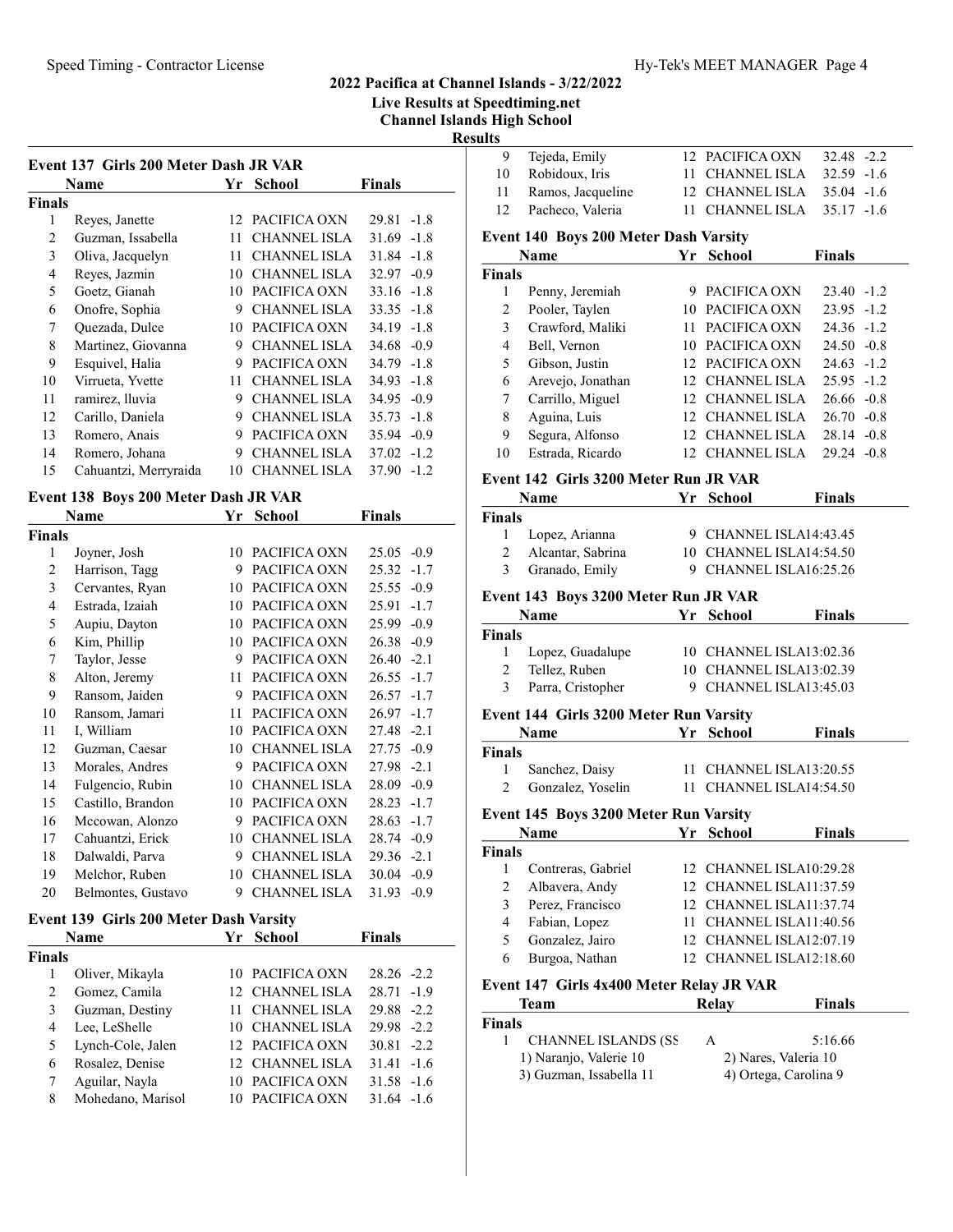# 2022 Pacifica at Channel Islands - 3/22/2022

**Live Results at Speedtiming.net**

**Channel Islands High School**

**Results**

## Event 137 Girls 200 Meter Dash JR VAR

**Finals**

| | Name | Yr | School | Finals | |
|---|---|---|---|---|---|
| 1 | Reyes, Janette | 12 | PACIFICA OXN | 29.81 | -1.8 |
| 2 | Guzman, Issabella | 11 | CHANNEL ISLA | 31.69 | -1.8 |
| 3 | Oliva, Jacquelyn | 11 | CHANNEL ISLA | 31.84 | -1.8 |
| 4 | Reyes, Jazmin | 10 | CHANNEL ISLA | 32.97 | -0.9 |
| 5 | Goetz, Gianah | 10 | PACIFICA OXN | 33.16 | -1.8 |
| 6 | Onofre, Sophia | 9 | CHANNEL ISLA | 33.35 | -1.8 |
| 7 | Quezada, Dulce | 10 | PACIFICA OXN | 34.19 | -1.8 |
| 8 | Martinez, Giovanna | 9 | CHANNEL ISLA | 34.68 | -0.9 |
| 9 | Esquivel, Halia | 9 | PACIFICA OXN | 34.79 | -1.8 |
| 10 | Virrueta, Yvette | 11 | CHANNEL ISLA | 34.93 | -1.8 |
| 11 | ramirez, lluvia | 9 | CHANNEL ISLA | 34.95 | -0.9 |
| 12 | Carillo, Daniela | 9 | CHANNEL ISLA | 35.73 | -1.8 |
| 13 | Romero, Anais | 9 | PACIFICA OXN | 35.94 | -0.9 |
| 14 | Romero, Johana | 9 | CHANNEL ISLA | 37.02 | -1.2 |
| 15 | Cahuantzi, Merryraida | 10 | CHANNEL ISLA | 37.90 | -1.2 |

## Event 138 Boys 200 Meter Dash JR VAR

**Finals**

| | Name | Yr | School | Finals | |
|---|---|---|---|---|---|
| 1 | Joyner, Josh | 10 | PACIFICA OXN | 25.05 | -0.9 |
| 2 | Harrison, Tagg | 9 | PACIFICA OXN | 25.32 | -1.7 |
| 3 | Cervantes, Ryan | 10 | PACIFICA OXN | 25.55 | -0.9 |
| 4 | Estrada, Izaiah | 10 | PACIFICA OXN | 25.91 | -1.7 |
| 5 | Aupiu, Dayton | 10 | PACIFICA OXN | 25.99 | -0.9 |
| 6 | Kim, Phillip | 10 | PACIFICA OXN | 26.38 | -0.9 |
| 7 | Taylor, Jesse | 9 | PACIFICA OXN | 26.40 | -2.1 |
| 8 | Alton, Jeremy | 11 | PACIFICA OXN | 26.55 | -1.7 |
| 9 | Ransom, Jaiden | 9 | PACIFICA OXN | 26.57 | -1.7 |
| 10 | Ransom, Jamari | 11 | PACIFICA OXN | 26.97 | -1.7 |
| 11 | I, William | 10 | PACIFICA OXN | 27.48 | -2.1 |
| 12 | Guzman, Caesar | 10 | CHANNEL ISLA | 27.75 | -0.9 |
| 13 | Morales, Andres | 9 | PACIFICA OXN | 27.98 | -2.1 |
| 14 | Fulgencio, Rubin | 10 | CHANNEL ISLA | 28.09 | -0.9 |
| 15 | Castillo, Brandon | 10 | PACIFICA OXN | 28.23 | -1.7 |
| 16 | Mccowan, Alonzo | 9 | PACIFICA OXN | 28.63 | -1.7 |
| 17 | Cahuantzi, Erick | 10 | CHANNEL ISLA | 28.74 | -0.9 |
| 18 | Dalwaldi, Parva | 9 | CHANNEL ISLA | 29.36 | -2.1 |
| 19 | Melchor, Ruben | 10 | CHANNEL ISLA | 30.04 | -0.9 |
| 20 | Belmontes, Gustavo | 9 | CHANNEL ISLA | 31.93 | -0.9 |

## Event 139 Girls 200 Meter Dash Varsity

**Finals**

| | Name | Yr | School | Finals | |
|---|---|---|---|---|---|
| 1 | Oliver, Mikayla | 10 | PACIFICA OXN | 28.26 | -2.2 |
| 2 | Gomez, Camila | 12 | CHANNEL ISLA | 28.71 | -1.9 |
| 3 | Guzman, Destiny | 11 | CHANNEL ISLA | 29.88 | -2.2 |
| 4 | Lee, LeShelle | 10 | CHANNEL ISLA | 29.98 | -2.2 |
| 5 | Lynch-Cole, Jalen | 12 | PACIFICA OXN | 30.81 | -2.2 |
| 6 | Rosalez, Denise | 12 | CHANNEL ISLA | 31.41 | -1.6 |
| 7 | Aguilar, Nayla | 10 | PACIFICA OXN | 31.58 | -1.6 |
| 8 | Mohedano, Marisol | 10 | PACIFICA OXN | 31.64 | -1.6 |
| 9 | Tejeda, Emily | 12 | PACIFICA OXN | 32.48 | -2.2 |
| 10 | Robidoux, Iris | 11 | CHANNEL ISLA | 32.59 | -1.6 |
| 11 | Ramos, Jacqueline | 12 | CHANNEL ISLA | 35.04 | -1.6 |
| 12 | Pacheco, Valeria | 11 | CHANNEL ISLA | 35.17 | -1.6 |

## Event 140 Boys 200 Meter Dash Varsity

**Finals**

| | Name | Yr | School | Finals | |
|---|---|---|---|---|---|
| 1 | Penny, Jeremiah | 9 | PACIFICA OXN | 23.40 | -1.2 |
| 2 | Pooler, Taylen | 10 | PACIFICA OXN | 23.95 | -1.2 |
| 3 | Crawford, Maliki | 11 | PACIFICA OXN | 24.36 | -1.2 |
| 4 | Bell, Vernon | 10 | PACIFICA OXN | 24.50 | -0.8 |
| 5 | Gibson, Justin | 12 | PACIFICA OXN | 24.63 | -1.2 |
| 6 | Arevejo, Jonathan | 12 | CHANNEL ISLA | 25.95 | -1.2 |
| 7 | Carrillo, Miguel | 12 | CHANNEL ISLA | 26.66 | -0.8 |
| 8 | Aguina, Luis | 12 | CHANNEL ISLA | 26.70 | -0.8 |
| 9 | Segura, Alfonso | 12 | CHANNEL ISLA | 28.14 | -0.8 |
| 10 | Estrada, Ricardo | 12 | CHANNEL ISLA | 29.24 | -0.8 |

## Event 142 Girls 3200 Meter Run JR VAR

**Finals**

| | Name | Yr | School | Finals |
|---|---|---|---|---|
| 1 | Lopez, Arianna | 9 | CHANNEL ISLA | 14:43.45 |
| 2 | Alcantar, Sabrina | 10 | CHANNEL ISLA | 14:54.50 |
| 3 | Granado, Emily | 9 | CHANNEL ISLA | 16:25.26 |

## Event 143 Boys 3200 Meter Run JR VAR

**Finals**

| | Name | Yr | School | Finals |
|---|---|---|---|---|
| 1 | Lopez, Guadalupe | 10 | CHANNEL ISLA | 13:02.36 |
| 2 | Tellez, Ruben | 10 | CHANNEL ISLA | 13:02.39 |
| 3 | Parra, Cristopher | 9 | CHANNEL ISLA | 13:45.03 |

## Event 144 Girls 3200 Meter Run Varsity

**Finals**

| | Name | Yr | School | Finals |
|---|---|---|---|---|
| 1 | Sanchez, Daisy | 11 | CHANNEL ISLA | 13:20.55 |
| 2 | Gonzalez, Yoselin | 11 | CHANNEL ISLA | 14:54.50 |

## Event 145 Boys 3200 Meter Run Varsity

**Finals**

| | Name | Yr | School | Finals |
|---|---|---|---|---|
| 1 | Contreras, Gabriel | 12 | CHANNEL ISLA | 10:29.28 |
| 2 | Albavera, Andy | 12 | CHANNEL ISLA | 11:37.59 |
| 3 | Perez, Francisco | 12 | CHANNEL ISLA | 11:37.74 |
| 4 | Fabian, Lopez | 11 | CHANNEL ISLA | 11:40.56 |
| 5 | Gonzalez, Jairo | 12 | CHANNEL ISLA | 12:07.19 |
| 6 | Burgoa, Nathan | 12 | CHANNEL ISLA | 12:18.60 |

## Event 147 Girls 4x400 Meter Relay JR VAR

**Finals**

| | Team | Relay | Finals |
|---|---|---|---|
| 1 | CHANNEL ISLANDS (SS | A | 5:16.66 |

1) Naranjo, Valerie 10 &nbsp;&nbsp; 2) Nares, Valeria 10
3) Guzman, Issabella 11 &nbsp;&nbsp; 4) Ortega, Carolina 9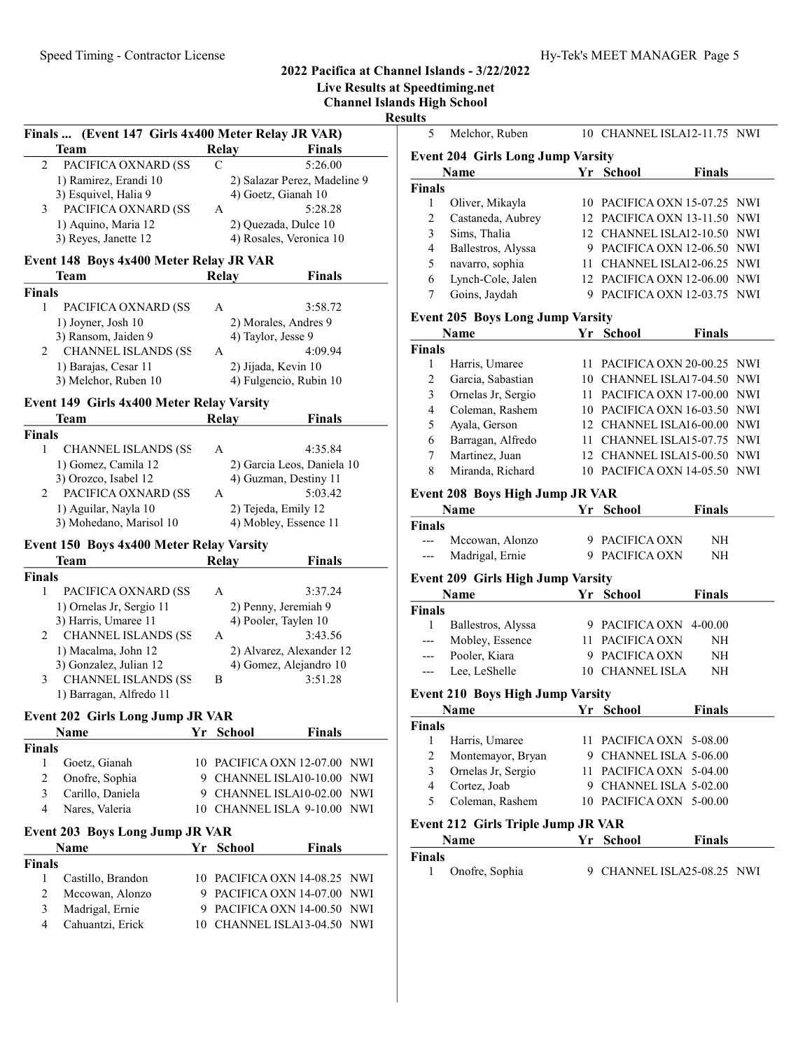## 2022 Pacifica at Channel Islands - 3/22/2022

**Live Results at Speedtiming.net**

**Channel Islands High School**

**Results**

### Finals ... (Event 147 Girls 4x400 Meter Relay JR VAR)

| | Team | Relay | Finals |
|---|---|---|---|
| 2 | PACIFICA OXNARD (SS | C | 5:26.00 |
| | 1) Ramirez, Erandi 10 | 2) Salazar Perez, Madeline 9 | |
| | 3) Esquivel, Halia 9 | 4) Goetz, Gianah 10 | |
| 3 | PACIFICA OXNARD (SS | A | 5:28.28 |
| | 1) Aquino, Maria 12 | 2) Quezada, Dulce 10 | |
| | 3) Reyes, Janette 12 | 4) Rosales, Veronica 10 | |

### Event 148 Boys 4x400 Meter Relay JR VAR

| | Team | Relay | Finals |
|---|---|---|---|
| **Finals** | | | |
| 1 | PACIFICA OXNARD (SS | A | 3:58.72 |
| | 1) Joyner, Josh 10 | 2) Morales, Andres 9 | |
| | 3) Ransom, Jaiden 9 | 4) Taylor, Jesse 9 | |
| 2 | CHANNEL ISLANDS (SS | A | 4:09.94 |
| | 1) Barajas, Cesar 11 | 2) Jijada, Kevin 10 | |
| | 3) Melchor, Ruben 10 | 4) Fulgencio, Rubin 10 | |

### Event 149 Girls 4x400 Meter Relay Varsity

| | Team | Relay | Finals |
|---|---|---|---|
| **Finals** | | | |
| 1 | CHANNEL ISLANDS (SS | A | 4:35.84 |
| | 1) Gomez, Camila 12 | 2) Garcia Leos, Daniela 10 | |
| | 3) Orozco, Isabel 12 | 4) Guzman, Destiny 11 | |
| 2 | PACIFICA OXNARD (SS | A | 5:03.42 |
| | 1) Aguilar, Nayla 10 | 2) Tejeda, Emily 12 | |
| | 3) Mohedano, Marisol 10 | 4) Mobley, Essence 11 | |

### Event 150 Boys 4x400 Meter Relay Varsity

| | Team | Relay | Finals |
|---|---|---|---|
| **Finals** | | | |
| 1 | PACIFICA OXNARD (SS | A | 3:37.24 |
| | 1) Ornelas Jr, Sergio 11 | 2) Penny, Jeremiah 9 | |
| | 3) Harris, Umaree 11 | 4) Pooler, Taylen 10 | |
| 2 | CHANNEL ISLANDS (SS | A | 3:43.56 |
| | 1) Macalma, John 12 | 2) Alvarez, Alexander 12 | |
| | 3) Gonzalez, Julian 12 | 4) Gomez, Alejandro 10 | |
| 3 | CHANNEL ISLANDS (SS | B | 3:51.28 |
| | 1) Barragan, Alfredo 11 | | |

### Event 202 Girls Long Jump JR VAR

| | Name | Yr | School | Finals | |
|---|---|---|---|---|---|
| **Finals** | | | | | |
| 1 | Goetz, Gianah | 10 | PACIFICA OXN | 12-07.00 | NWI |
| 2 | Onofre, Sophia | 9 | CHANNEL ISLA | 10-10.00 | NWI |
| 3 | Carillo, Daniela | 9 | CHANNEL ISLA | 10-02.00 | NWI |
| 4 | Nares, Valeria | 10 | CHANNEL ISLA | 9-10.00 | NWI |

### Event 203 Boys Long Jump JR VAR

| | Name | Yr | School | Finals | |
|---|---|---|---|---|---|
| **Finals** | | | | | |
| 1 | Castillo, Brandon | 10 | PACIFICA OXN | 14-08.25 | NWI |
| 2 | Mccowan, Alonzo | 9 | PACIFICA OXN | 14-07.00 | NWI |
| 3 | Madrigal, Ernie | 9 | PACIFICA OXN | 14-00.50 | NWI |
| 4 | Cahuantzi, Erick | 10 | CHANNEL ISLA | 13-04.50 | NWI |
| 5 | Melchor, Ruben | 10 | CHANNEL ISLA | 12-11.75 | NWI |

### Event 204 Girls Long Jump Varsity

| | Name | Yr | School | Finals | |
|---|---|---|---|---|---|
| **Finals** | | | | | |
| 1 | Oliver, Mikayla | 10 | PACIFICA OXN | 15-07.25 | NWI |
| 2 | Castaneda, Aubrey | 12 | PACIFICA OXN | 13-11.50 | NWI |
| 3 | Sims, Thalia | 12 | CHANNEL ISLA | 12-10.50 | NWI |
| 4 | Ballestros, Alyssa | 9 | PACIFICA OXN | 12-06.50 | NWI |
| 5 | navarro, sophia | 11 | CHANNEL ISLA | 12-06.25 | NWI |
| 6 | Lynch-Cole, Jalen | 12 | PACIFICA OXN | 12-06.00 | NWI |
| 7 | Goins, Jaydah | 9 | PACIFICA OXN | 12-03.75 | NWI |

### Event 205 Boys Long Jump Varsity

| | Name | Yr | School | Finals | |
|---|---|---|---|---|---|
| **Finals** | | | | | |
| 1 | Harris, Umaree | 11 | PACIFICA OXN | 20-00.25 | NWI |
| 2 | Garcia, Sabastian | 10 | CHANNEL ISLA | 17-04.50 | NWI |
| 3 | Ornelas Jr, Sergio | 11 | PACIFICA OXN | 17-00.00 | NWI |
| 4 | Coleman, Rashem | 10 | PACIFICA OXN | 16-03.50 | NWI |
| 5 | Ayala, Gerson | 12 | CHANNEL ISLA | 16-00.00 | NWI |
| 6 | Barragan, Alfredo | 11 | CHANNEL ISLA | 15-07.75 | NWI |
| 7 | Martinez, Juan | 12 | CHANNEL ISLA | 15-00.50 | NWI |
| 8 | Miranda, Richard | 10 | PACIFICA OXN | 14-05.50 | NWI |

### Event 208 Boys High Jump JR VAR

| | Name | Yr | School | Finals |
|---|---|---|---|---|
| **Finals** | | | | |
| --- | Mccowan, Alonzo | 9 | PACIFICA OXN | NH |
| --- | Madrigal, Ernie | 9 | PACIFICA OXN | NH |

### Event 209 Girls High Jump Varsity

| | Name | Yr | School | Finals |
|---|---|---|---|---|
| **Finals** | | | | |
| 1 | Ballestros, Alyssa | 9 | PACIFICA OXN | 4-00.00 |
| --- | Mobley, Essence | 11 | PACIFICA OXN | NH |
| --- | Pooler, Kiara | 9 | PACIFICA OXN | NH |
| --- | Lee, LeShelle | 10 | CHANNEL ISLA | NH |

### Event 210 Boys High Jump Varsity

| | Name | Yr | School | Finals |
|---|---|---|---|---|
| **Finals** | | | | |
| 1 | Harris, Umaree | 11 | PACIFICA OXN | 5-08.00 |
| 2 | Montemayor, Bryan | 9 | CHANNEL ISLA | 5-06.00 |
| 3 | Ornelas Jr, Sergio | 11 | PACIFICA OXN | 5-04.00 |
| 4 | Cortez, Joab | 9 | CHANNEL ISLA | 5-02.00 |
| 5 | Coleman, Rashem | 10 | PACIFICA OXN | 5-00.00 |

### Event 212 Girls Triple Jump JR VAR

| | Name | Yr | School | Finals | |
|---|---|---|---|---|---|
| **Finals** | | | | | |
| 1 | Onofre, Sophia | 9 | CHANNEL ISLA | 25-08.25 | NWI |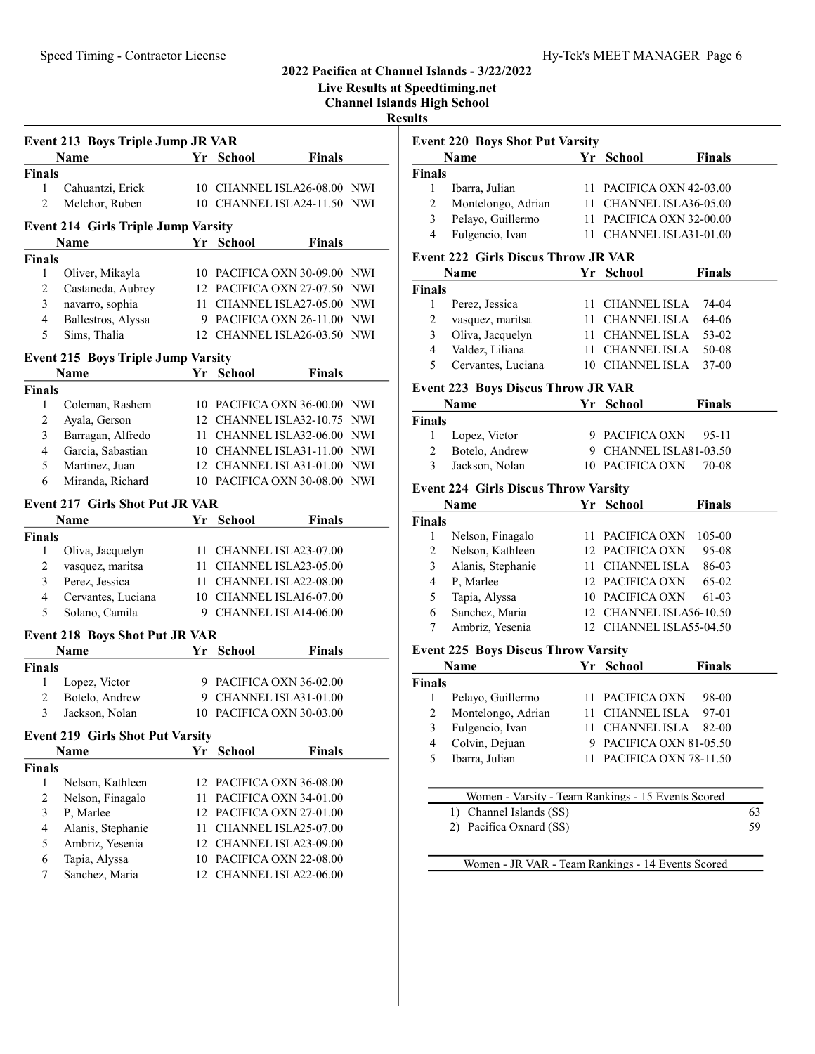# 2022 Pacifica at Channel Islands - 3/22/2022

**Live Results at Speedtiming.net**

**Channel Islands High School**

**Results**

### Event 213 Boys Triple Jump JR VAR

| | Name | Yr | School | Finals | |
|---|---|---|---|---|---|
| **Finals** | | | | | |
| 1 | Cahuantzi, Erick | 10 | CHANNEL ISLA | 26-08.00 | NWI |
| 2 | Melchor, Ruben | 10 | CHANNEL ISLA | 24-11.50 | NWI |

### Event 214 Girls Triple Jump Varsity

| | Name | Yr | School | Finals | |
|---|---|---|---|---|---|
| **Finals** | | | | | |
| 1 | Oliver, Mikayla | 10 | PACIFICA OXN | 30-09.00 | NWI |
| 2 | Castaneda, Aubrey | 12 | PACIFICA OXN | 27-07.50 | NWI |
| 3 | navarro, sophia | 11 | CHANNEL ISLA | 27-05.00 | NWI |
| 4 | Ballestros, Alyssa | 9 | PACIFICA OXN | 26-11.00 | NWI |
| 5 | Sims, Thalia | 12 | CHANNEL ISLA | 26-03.50 | NWI |

### Event 215 Boys Triple Jump Varsity

| | Name | Yr | School | Finals | |
|---|---|---|---|---|---|
| **Finals** | | | | | |
| 1 | Coleman, Rashem | 10 | PACIFICA OXN | 36-00.00 | NWI |
| 2 | Ayala, Gerson | 12 | CHANNEL ISLA | 32-10.75 | NWI |
| 3 | Barragan, Alfredo | 11 | CHANNEL ISLA | 32-06.00 | NWI |
| 4 | Garcia, Sebastian | 10 | CHANNEL ISLA | 31-11.00 | NWI |
| 5 | Martinez, Juan | 12 | CHANNEL ISLA | 31-01.00 | NWI |
| 6 | Miranda, Richard | 10 | PACIFICA OXN | 30-08.00 | NWI |

### Event 217 Girls Shot Put JR VAR

| | Name | Yr | School | Finals |
|---|---|---|---|---|
| **Finals** | | | | |
| 1 | Oliva, Jacquelyn | 11 | CHANNEL ISLA | 23-07.00 |
| 2 | vasquez, maritsa | 11 | CHANNEL ISLA | 23-05.00 |
| 3 | Perez, Jessica | 11 | CHANNEL ISLA | 22-08.00 |
| 4 | Cervantes, Luciana | 10 | CHANNEL ISLA | 16-07.00 |
| 5 | Solano, Camila | 9 | CHANNEL ISLA | 14-06.00 |

### Event 218 Boys Shot Put JR VAR

| | Name | Yr | School | Finals |
|---|---|---|---|---|
| **Finals** | | | | |
| 1 | Lopez, Victor | 9 | PACIFICA OXN | 36-02.00 |
| 2 | Botelo, Andrew | 9 | CHANNEL ISLA | 31-01.00 |
| 3 | Jackson, Nolan | 10 | PACIFICA OXN | 30-03.00 |

### Event 219 Girls Shot Put Varsity

| | Name | Yr | School | Finals |
|---|---|---|---|---|
| **Finals** | | | | |
| 1 | Nelson, Kathleen | 12 | PACIFICA OXN | 36-08.00 |
| 2 | Nelson, Finagalo | 11 | PACIFICA OXN | 34-01.00 |
| 3 | P, Marlee | 12 | PACIFICA OXN | 27-01.00 |
| 4 | Alanis, Stephanie | 11 | CHANNEL ISLA | 25-07.00 |
| 5 | Ambriz, Yesenia | 12 | CHANNEL ISLA | 23-09.00 |
| 6 | Tapia, Alyssa | 10 | PACIFICA OXN | 22-08.00 |
| 7 | Sanchez, Maria | 12 | CHANNEL ISLA | 22-06.00 |

### Event 220 Boys Shot Put Varsity

| | Name | Yr | School | Finals |
|---|---|---|---|---|
| **Finals** | | | | |
| 1 | Ibarra, Julian | 11 | PACIFICA OXN | 42-03.00 |
| 2 | Montelongo, Adrian | 11 | CHANNEL ISLA | 36-05.00 |
| 3 | Pelayo, Guillermo | 11 | PACIFICA OXN | 32-00.00 |
| 4 | Fulgencio, Ivan | 11 | CHANNEL ISLA | 31-01.00 |

### Event 222 Girls Discus Throw JR VAR

| | Name | Yr | School | Finals |
|---|---|---|---|---|
| **Finals** | | | | |
| 1 | Perez, Jessica | 11 | CHANNEL ISLA | 74-04 |
| 2 | vasquez, maritsa | 11 | CHANNEL ISLA | 64-06 |
| 3 | Oliva, Jacquelyn | 11 | CHANNEL ISLA | 53-02 |
| 4 | Valdez, Liliana | 11 | CHANNEL ISLA | 50-08 |
| 5 | Cervantes, Luciana | 10 | CHANNEL ISLA | 37-00 |

### Event 223 Boys Discus Throw JR VAR

| | Name | Yr | School | Finals |
|---|---|---|---|---|
| **Finals** | | | | |
| 1 | Lopez, Victor | 9 | PACIFICA OXN | 95-11 |
| 2 | Botelo, Andrew | 9 | CHANNEL ISLA | 81-03.50 |
| 3 | Jackson, Nolan | 10 | PACIFICA OXN | 70-08 |

### Event 224 Girls Discus Throw Varsity

| | Name | Yr | School | Finals |
|---|---|---|---|---|
| **Finals** | | | | |
| 1 | Nelson, Finagalo | 11 | PACIFICA OXN | 105-00 |
| 2 | Nelson, Kathleen | 12 | PACIFICA OXN | 95-08 |
| 3 | Alanis, Stephanie | 11 | CHANNEL ISLA | 86-03 |
| 4 | P, Marlee | 12 | PACIFICA OXN | 65-02 |
| 5 | Tapia, Alyssa | 10 | PACIFICA OXN | 61-03 |
| 6 | Sanchez, Maria | 12 | CHANNEL ISLA | 56-10.50 |
| 7 | Ambriz, Yesenia | 12 | CHANNEL ISLA | 55-04.50 |

### Event 225 Boys Discus Throw Varsity

| | Name | Yr | School | Finals |
|---|---|---|---|---|
| **Finals** | | | | |
| 1 | Pelayo, Guillermo | 11 | PACIFICA OXN | 98-00 |
| 2 | Montelongo, Adrian | 11 | CHANNEL ISLA | 97-01 |
| 3 | Fulgencio, Ivan | 11 | CHANNEL ISLA | 82-00 |
| 4 | Colvin, Dejuan | 9 | PACIFICA OXN | 81-05.50 |
| 5 | Ibarra, Julian | 11 | PACIFICA OXN | 78-11.50 |

### Women - Varsity - Team Rankings - 15 Events Scored

| | Team | Points |
|---|---|---|
| 1) | Channel Islands (SS) | 63 |
| 2) | Pacifica Oxnard (SS) | 59 |

### Women - JR VAR - Team Rankings - 14 Events Scored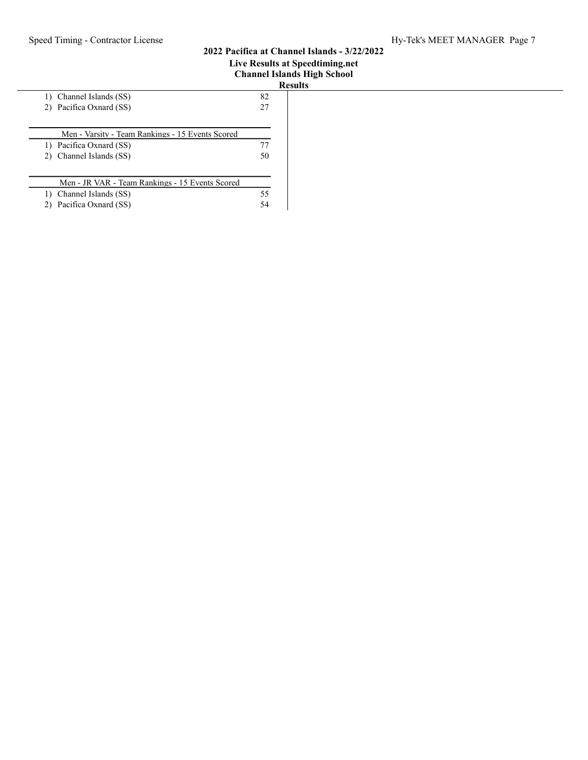# 2022 Pacifica at Channel Islands - 3/22/2022

## Live Results at Speedtiming.net

## Channel Islands High School

## Results

| | |
|---|---|
| 1) Channel Islands (SS) | 82 |
| 2) Pacifica Oxnard (SS) | 27 |

| Men - Varsity - Team Rankings - 15 Events Scored | |
|---|---|
| 1) Pacifica Oxnard (SS) | 77 |
| 2) Channel Islands (SS) | 50 |

| Men - JR VAR - Team Rankings - 15 Events Scored | |
|---|---|
| 1) Channel Islands (SS) | 55 |
| 2) Pacifica Oxnard (SS) | 54 |